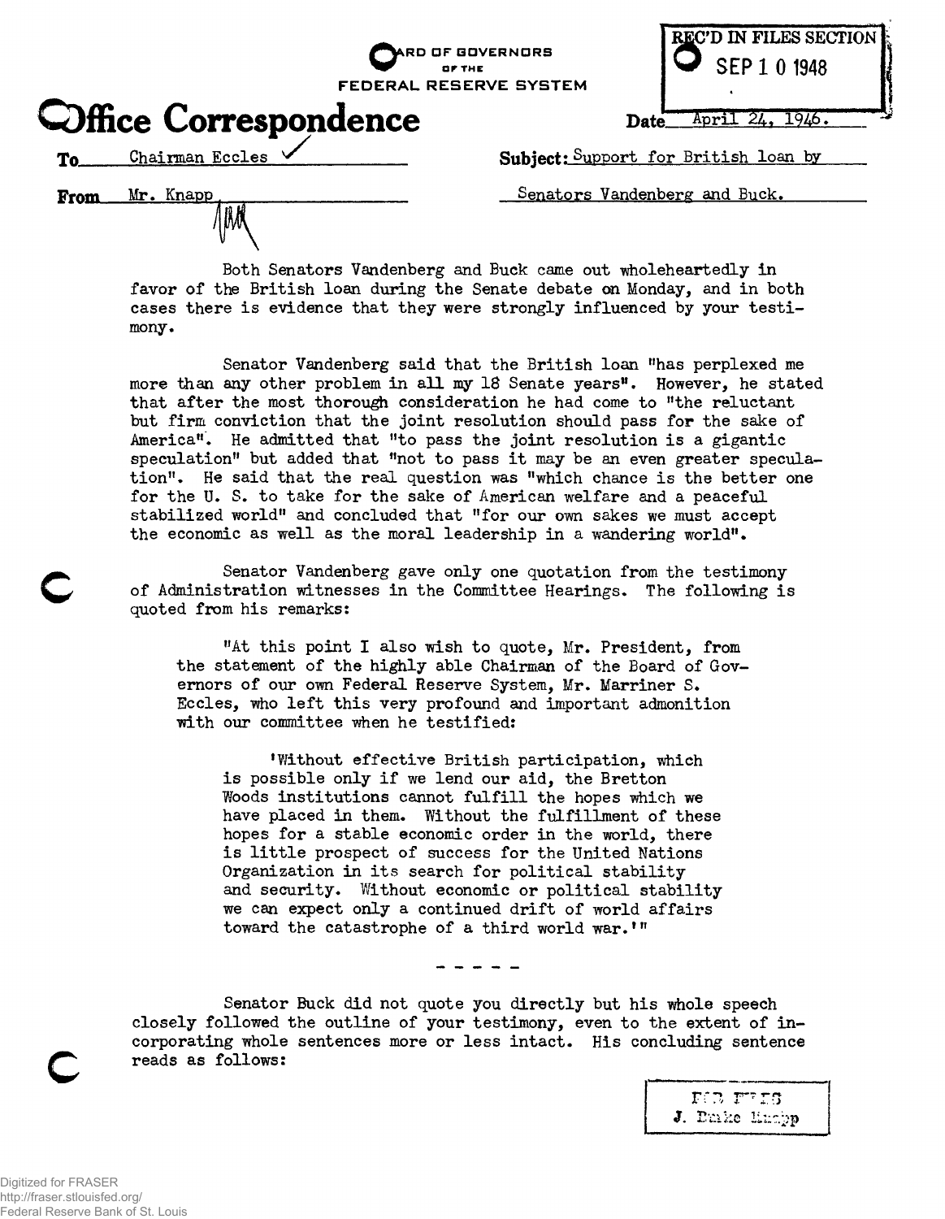BOARD OF GOVERNORS
OF THE
FEDERAL RESERVE SYSTEM

REC'D IN FILES SECTION
SEP 1 0 1948

# Office Correspondence

Date April 24, 1946.

To Chairman Eccles ✓

Subject: Support for British loan by Senators Vandenberg and Buck.

From Mr. Knapp

Both Senators Vandenberg and Buck came out wholeheartedly in favor of the British loan during the Senate debate on Monday, and in both cases there is evidence that they were strongly influenced by your testimony.

Senator Vandenberg said that the British loan "has perplexed me more than any other problem in all my 18 Senate years". However, he stated that after the most thorough consideration he had come to "the reluctant but firm conviction that the joint resolution should pass for the sake of America". He admitted that "to pass the joint resolution is a gigantic speculation" but added that "not to pass it may be an even greater speculation". He said that the real question was "which chance is the better one for the U. S. to take for the sake of American welfare and a peaceful stabilized world" and concluded that "for our own sakes we must accept the economic as well as the moral leadership in a wandering world".

Senator Vandenberg gave only one quotation from the testimony of Administration witnesses in the Committee Hearings. The following is quoted from his remarks:

> "At this point I also wish to quote, Mr. President, from the statement of the highly able Chairman of the Board of Governors of our own Federal Reserve System, Mr. Marriner S. Eccles, who left this very profound and important admonition with our committee when he testified:
>
> > 'Without effective British participation, which is possible only if we lend our aid, the Bretton Woods institutions cannot fulfill the hopes which we have placed in them. Without the fulfillment of these hopes for a stable economic order in the world, there is little prospect of success for the United Nations Organization in its search for political stability and security. Without economic or political stability we can expect only a continued drift of world affairs toward the catastrophe of a third world war.'"

- - - - -

Senator Buck did not quote you directly but his whole speech closely followed the outline of your testimony, even to the extent of incorporating whole sentences more or less intact. His concluding sentence reads as follows:

FOR FILES
J. Burke Knapp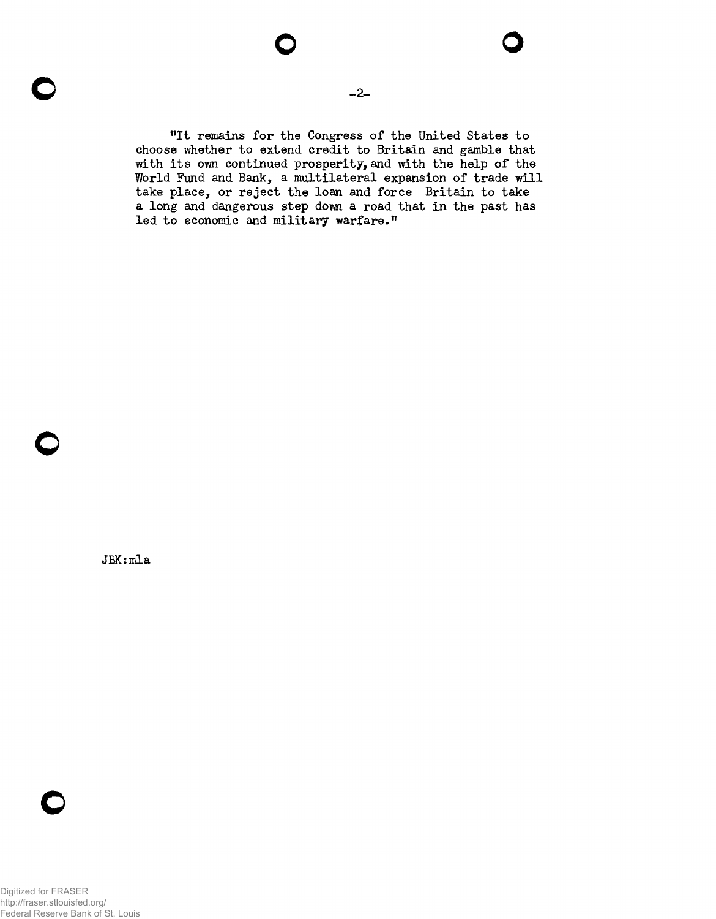"It remains for the Congress of the United States to choose whether to extend credit to Britain and gamble that with its own continued prosperity, and with the help of the World Fund and Bank, a multilateral expansion of trade will take place, or reject the loan and force Britain to take a long and dangerous step down a road that in the past has led to economic and military warfare."

JBK:mla